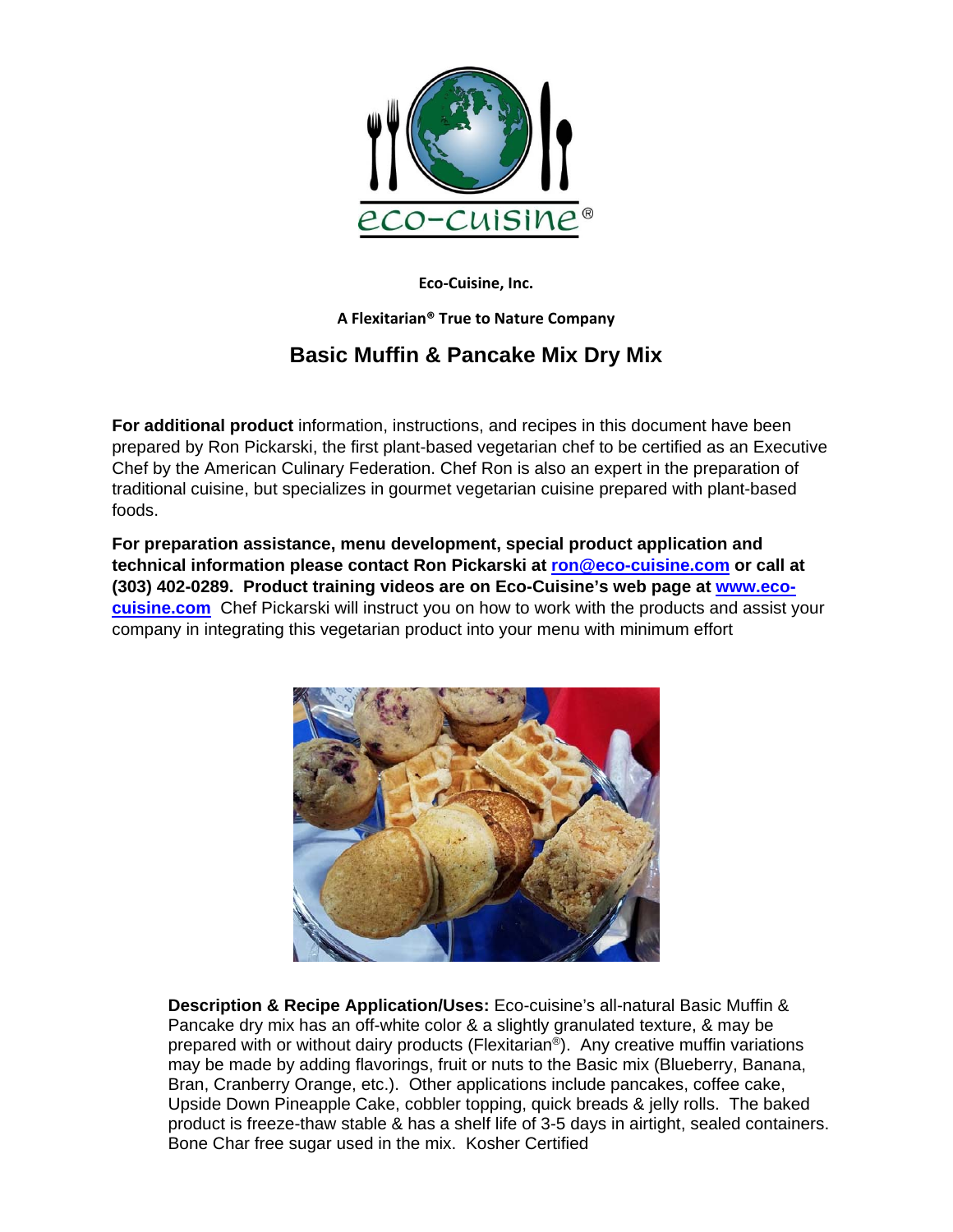Eco-Cuisine, Inc.

A Flexitarian® True to Nature Company

# Basic Muffin & Pancake Mix Dry Mix

**For additional product** information, instructions, and recipes in this document have been prepared by Ron Pickarski, the first plant-based vegetarian chef to be certified as an Executive Chef by the American Culinary Federation. Chef Ron is also an expert in the preparation of traditional cuisine, but specializes in gourmet vegetarian cuisine prepared with plant-based foods.

**For preparation assistance, menu development, special product application and technical information please contact Ron Pickarski at ron@eco-cuisine.com or call at (303) 402-0289. Product training videos are on Eco-Cuisine's web page at www.eco-cuisine.com** Chef Pickarski will instruct you on how to work with the products and assist your company in integrating this vegetarian product into your menu with minimum effort

**Description & Recipe Application/Uses:** Eco-cuisine's all-natural Basic Muffin & Pancake dry mix has an off-white color & a slightly granulated texture, & may be prepared with or without dairy products (Flexitarian®). Any creative muffin variations may be made by adding flavorings, fruit or nuts to the Basic mix (Blueberry, Banana, Bran, Cranberry Orange, etc.). Other applications include pancakes, coffee cake, Upside Down Pineapple Cake, cobbler topping, quick breads & jelly rolls. The baked product is freeze-thaw stable & has a shelf life of 3-5 days in airtight, sealed containers. Bone Char free sugar used in the mix. Kosher Certified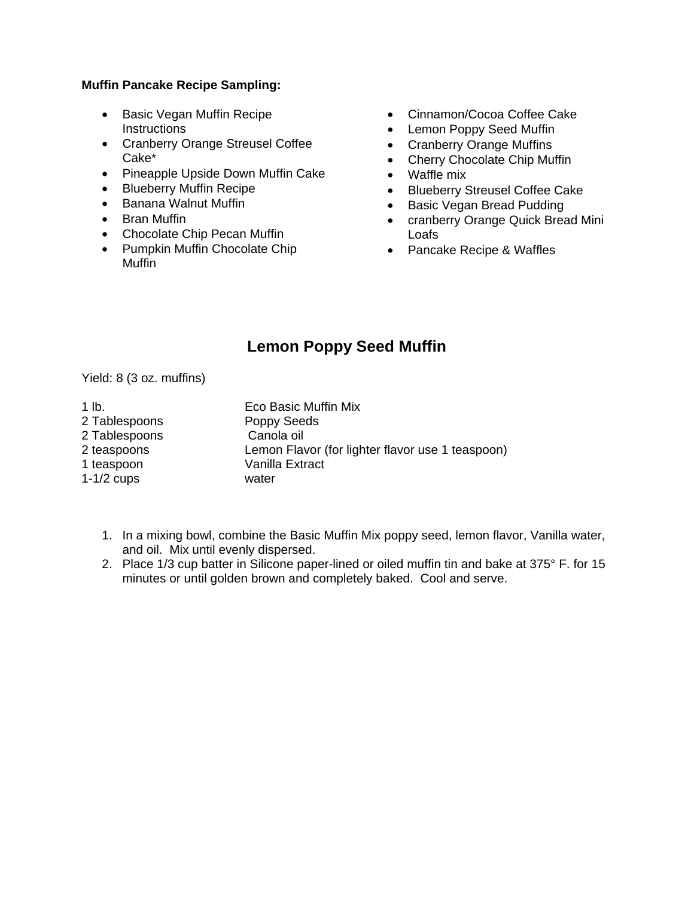**Muffin Pancake Recipe Sampling:**

- Basic Vegan Muffin Recipe Instructions
- Cranberry Orange Streusel Coffee Cake*
- Pineapple Upside Down Muffin Cake
- Blueberry Muffin Recipe
- Banana Walnut Muffin
- Bran Muffin
- Chocolate Chip Pecan Muffin
- Pumpkin Muffin Chocolate Chip Muffin
- Cinnamon/Cocoa Coffee Cake
- Lemon Poppy Seed Muffin
- Cranberry Orange Muffins
- Cherry Chocolate Chip Muffin
- Waffle mix
- Blueberry Streusel Coffee Cake
- Basic Vegan Bread Pudding
- cranberry Orange Quick Bread Mini Loafs
- Pancake Recipe & Waffles

## Lemon Poppy Seed Muffin

Yield: 8 (3 oz. muffins)

| | |
|---|---|
| 1 lb. | Eco Basic Muffin Mix |
| 2 Tablespoons | Poppy Seeds |
| 2 Tablespoons | Canola oil |
| 2 teaspoons | Lemon Flavor (for lighter flavor use 1 teaspoon) |
| 1 teaspoon | Vanilla Extract |
| 1-1/2 cups | water |

1. In a mixing bowl, combine the Basic Muffin Mix poppy seed, lemon flavor, Vanilla water, and oil. Mix until evenly dispersed.
2. Place 1/3 cup batter in Silicone paper-lined or oiled muffin tin and bake at 375° F. for 15 minutes or until golden brown and completely baked. Cool and serve.